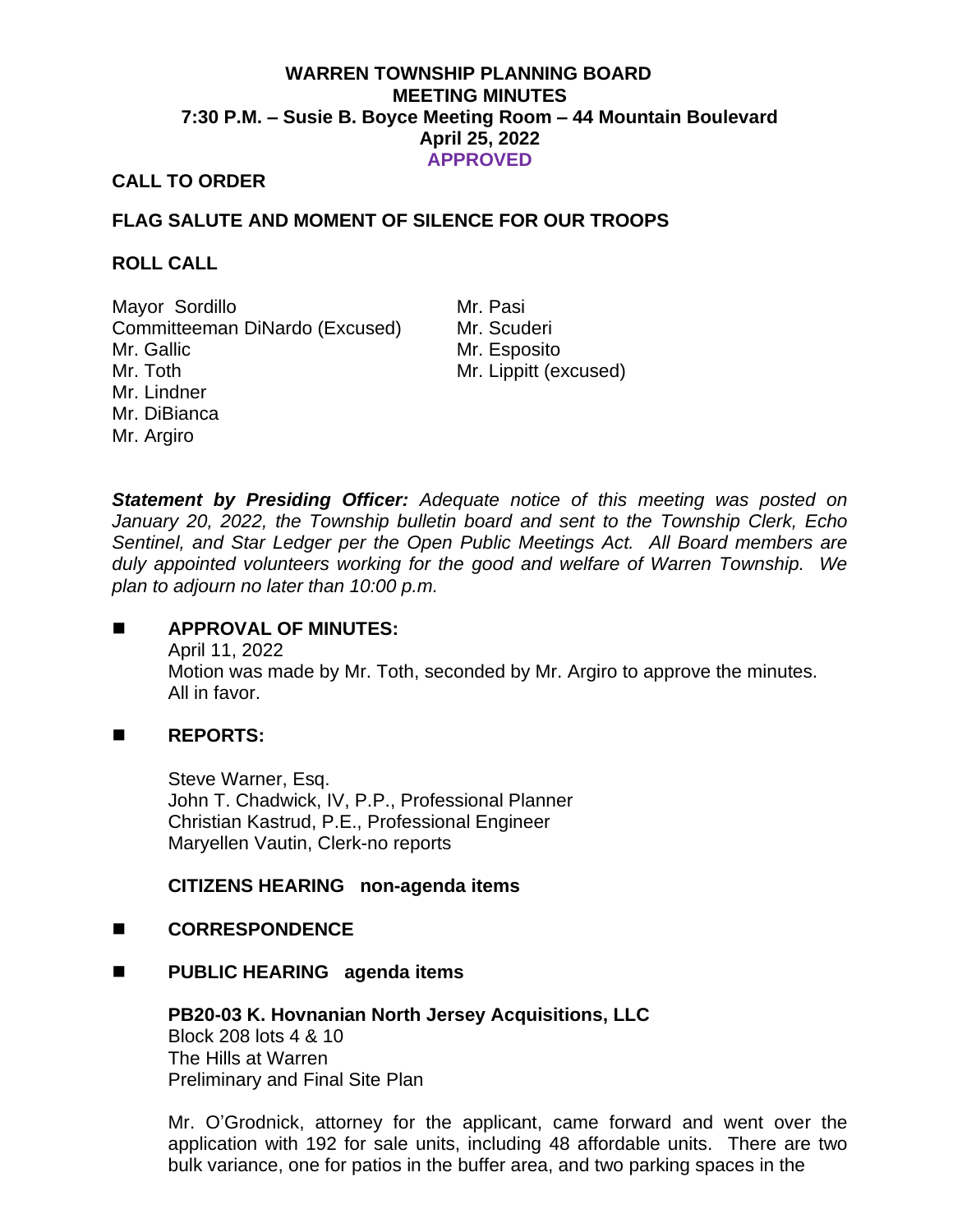**WARREN TOWNSHIP PLANNING BOARD**
**MEETING MINUTES**
**7:30 P.M. – Susie B. Boyce Meeting Room – 44 Mountain Boulevard**
**April 25, 2022**
**APPROVED**

## CALL TO ORDER

## FLAG SALUTE AND MOMENT OF SILENCE FOR OUR TROOPS

## ROLL CALL

Mayor Sordillo
Committeeman DiNardo (Excused)
Mr. Gallic
Mr. Toth
Mr. Lindner
Mr. DiBianca
Mr. Argiro
Mr. Pasi
Mr. Scuderi
Mr. Esposito
Mr. Lippitt (excused)

***Statement by Presiding Officer:*** *Adequate notice of this meeting was posted on January 20, 2022, the Township bulletin board and sent to the Township Clerk, Echo Sentinel, and Star Ledger per the Open Public Meetings Act. All Board members are duly appointed volunteers working for the good and welfare of Warren Township. We plan to adjourn no later than 10:00 p.m.*

- **APPROVAL OF MINUTES:**

  April 11, 2022
  Motion was made by Mr. Toth, seconded by Mr. Argiro to approve the minutes. All in favor.

- **REPORTS:**

  Steve Warner, Esq.
  John T. Chadwick, IV, P.P., Professional Planner
  Christian Kastrud, P.E., Professional Engineer
  Maryellen Vautin, Clerk-no reports

  **CITIZENS HEARING non-agenda items**

- **CORRESPONDENCE**

- **PUBLIC HEARING agenda items**

  **PB20-03 K. Hovnanian North Jersey Acquisitions, LLC**
  Block 208 lots 4 & 10
  The Hills at Warren
  Preliminary and Final Site Plan

  Mr. O'Grodnick, attorney for the applicant, came forward and went over the application with 192 for sale units, including 48 affordable units. There are two bulk variance, one for patios in the buffer area, and two parking spaces in the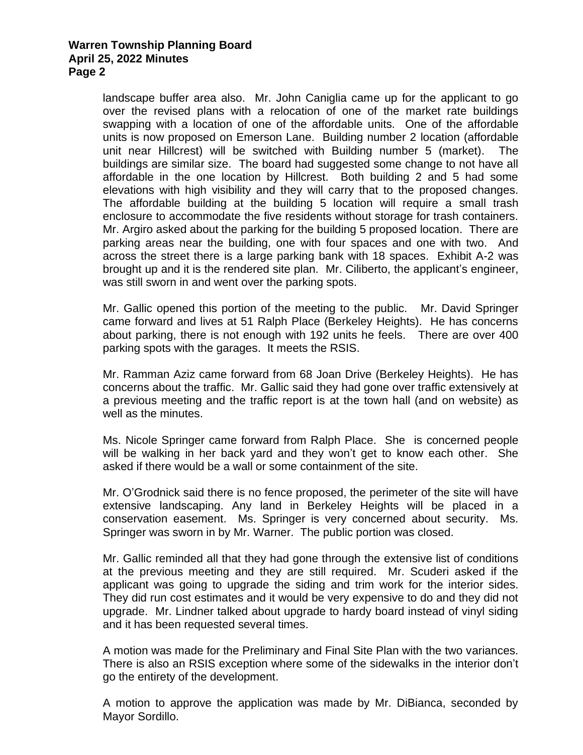landscape buffer area also. Mr. John Caniglia came up for the applicant to go over the revised plans with a relocation of one of the market rate buildings swapping with a location of one of the affordable units. One of the affordable units is now proposed on Emerson Lane. Building number 2 location (affordable unit near Hillcrest) will be switched with Building number 5 (market). The buildings are similar size. The board had suggested some change to not have all affordable in the one location by Hillcrest. Both building 2 and 5 had some elevations with high visibility and they will carry that to the proposed changes. The affordable building at the building 5 location will require a small trash enclosure to accommodate the five residents without storage for trash containers. Mr. Argiro asked about the parking for the building 5 proposed location. There are parking areas near the building, one with four spaces and one with two. And across the street there is a large parking bank with 18 spaces. Exhibit A-2 was brought up and it is the rendered site plan. Mr. Ciliberto, the applicant's engineer, was still sworn in and went over the parking spots.

Mr. Gallic opened this portion of the meeting to the public. Mr. David Springer came forward and lives at 51 Ralph Place (Berkeley Heights). He has concerns about parking, there is not enough with 192 units he feels. There are over 400 parking spots with the garages. It meets the RSIS.

Mr. Ramman Aziz came forward from 68 Joan Drive (Berkeley Heights). He has concerns about the traffic. Mr. Gallic said they had gone over traffic extensively at a previous meeting and the traffic report is at the town hall (and on website) as well as the minutes.

Ms. Nicole Springer came forward from Ralph Place. She is concerned people will be walking in her back yard and they won't get to know each other. She asked if there would be a wall or some containment of the site.

Mr. O'Grodnick said there is no fence proposed, the perimeter of the site will have extensive landscaping. Any land in Berkeley Heights will be placed in a conservation easement. Ms. Springer is very concerned about security. Ms. Springer was sworn in by Mr. Warner. The public portion was closed.

Mr. Gallic reminded all that they had gone through the extensive list of conditions at the previous meeting and they are still required. Mr. Scuderi asked if the applicant was going to upgrade the siding and trim work for the interior sides. They did run cost estimates and it would be very expensive to do and they did not upgrade. Mr. Lindner talked about upgrade to hardy board instead of vinyl siding and it has been requested several times.

A motion was made for the Preliminary and Final Site Plan with the two variances. There is also an RSIS exception where some of the sidewalks in the interior don't go the entirety of the development.

A motion to approve the application was made by Mr. DiBianca, seconded by Mayor Sordillo.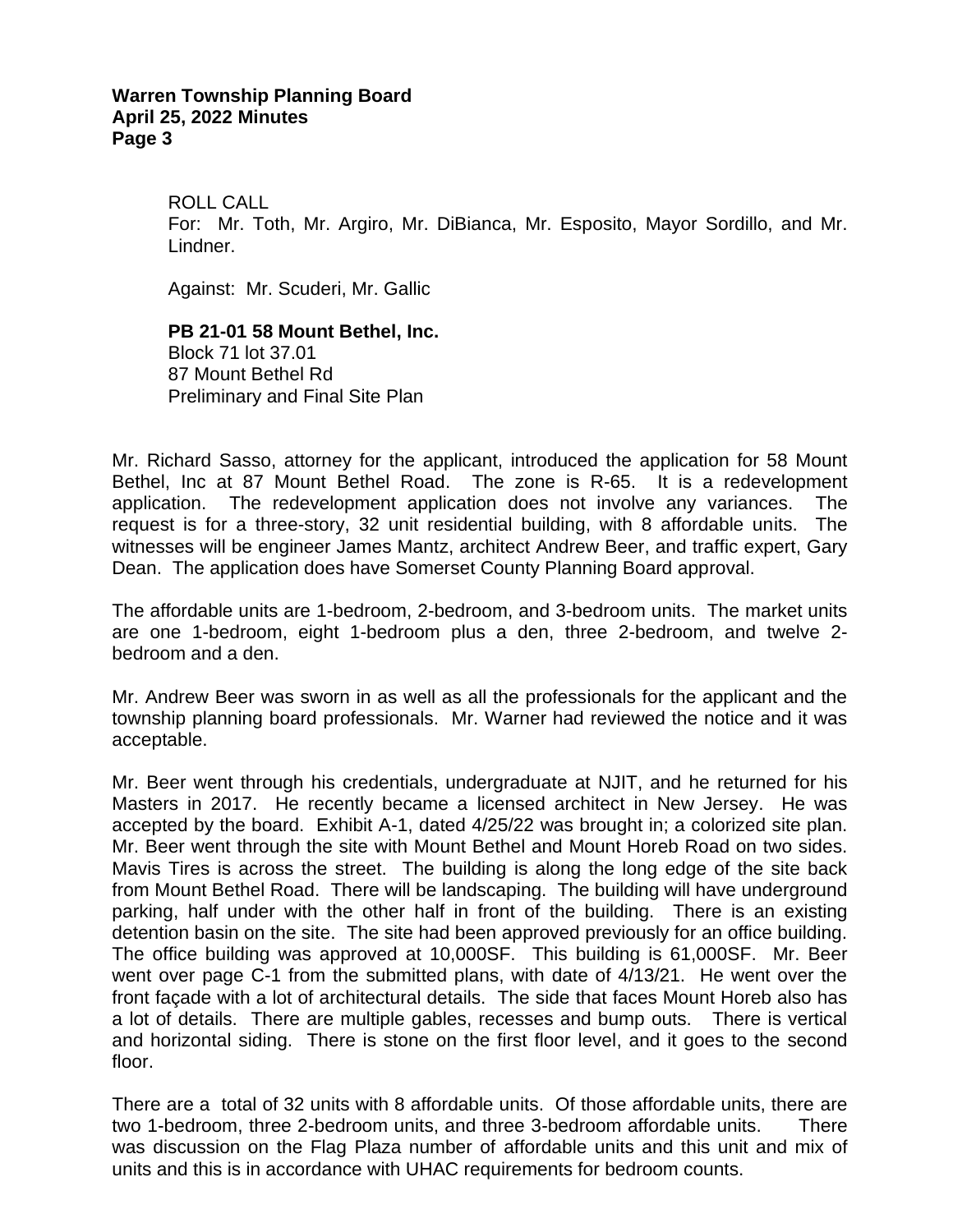ROLL CALL

For: Mr. Toth, Mr. Argiro, Mr. DiBianca, Mr. Esposito, Mayor Sordillo, and Mr. Lindner.

Against: Mr. Scuderi, Mr. Gallic

**PB 21-01 58 Mount Bethel, Inc.**
Block 71 lot 37.01
87 Mount Bethel Rd
Preliminary and Final Site Plan

Mr. Richard Sasso, attorney for the applicant, introduced the application for 58 Mount Bethel, Inc at 87 Mount Bethel Road. The zone is R-65. It is a redevelopment application. The redevelopment application does not involve any variances. The request is for a three-story, 32 unit residential building, with 8 affordable units. The witnesses will be engineer James Mantz, architect Andrew Beer, and traffic expert, Gary Dean. The application does have Somerset County Planning Board approval.

The affordable units are 1-bedroom, 2-bedroom, and 3-bedroom units. The market units are one 1-bedroom, eight 1-bedroom plus a den, three 2-bedroom, and twelve 2-bedroom and a den.

Mr. Andrew Beer was sworn in as well as all the professionals for the applicant and the township planning board professionals. Mr. Warner had reviewed the notice and it was acceptable.

Mr. Beer went through his credentials, undergraduate at NJIT, and he returned for his Masters in 2017. He recently became a licensed architect in New Jersey. He was accepted by the board. Exhibit A-1, dated 4/25/22 was brought in; a colorized site plan. Mr. Beer went through the site with Mount Bethel and Mount Horeb Road on two sides. Mavis Tires is across the street. The building is along the long edge of the site back from Mount Bethel Road. There will be landscaping. The building will have underground parking, half under with the other half in front of the building. There is an existing detention basin on the site. The site had been approved previously for an office building. The office building was approved at 10,000SF. This building is 61,000SF. Mr. Beer went over page C-1 from the submitted plans, with date of 4/13/21. He went over the front façade with a lot of architectural details. The side that faces Mount Horeb also has a lot of details. There are multiple gables, recesses and bump outs. There is vertical and horizontal siding. There is stone on the first floor level, and it goes to the second floor.

There are a total of 32 units with 8 affordable units. Of those affordable units, there are two 1-bedroom, three 2-bedroom units, and three 3-bedroom affordable units. There was discussion on the Flag Plaza number of affordable units and this unit and mix of units and this is in accordance with UHAC requirements for bedroom counts.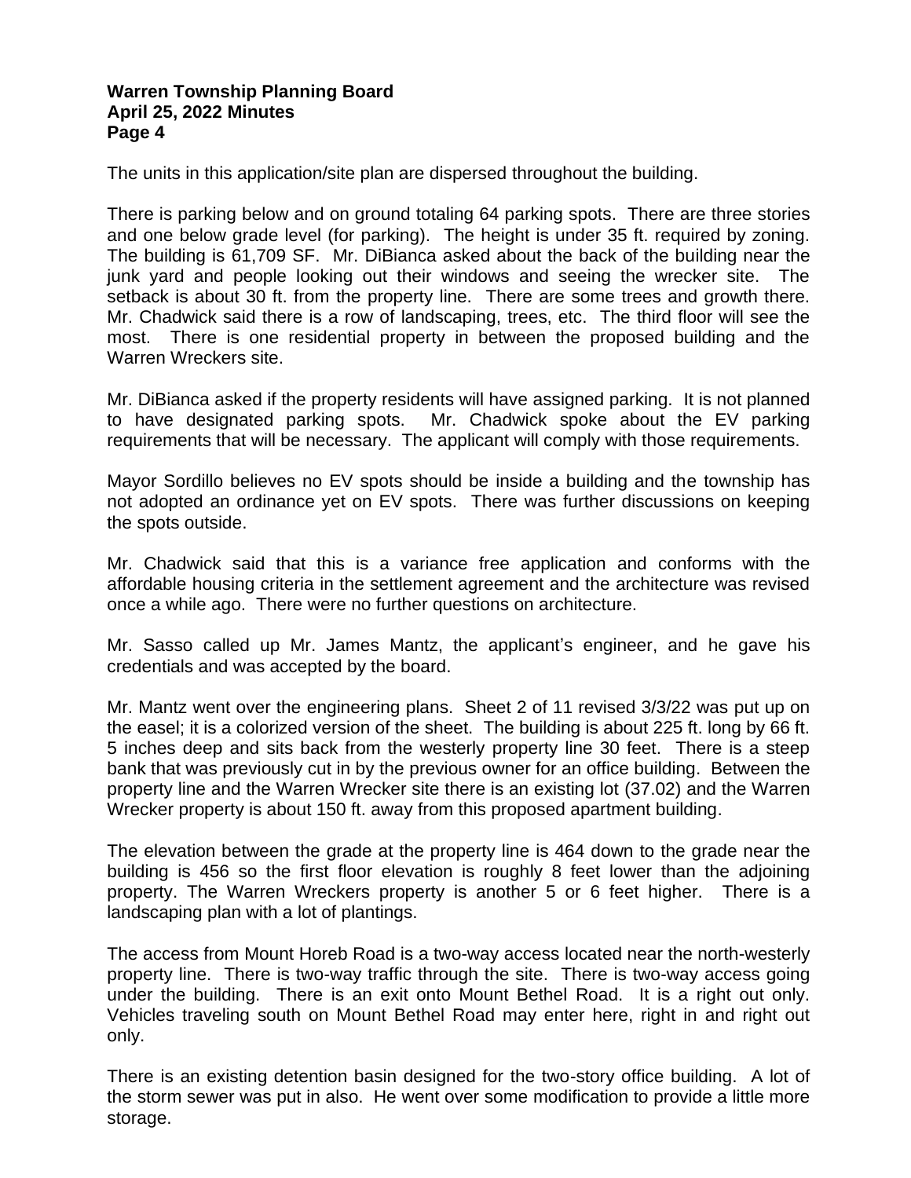The units in this application/site plan are dispersed throughout the building.

There is parking below and on ground totaling 64 parking spots. There are three stories and one below grade level (for parking). The height is under 35 ft. required by zoning. The building is 61,709 SF. Mr. DiBianca asked about the back of the building near the junk yard and people looking out their windows and seeing the wrecker site. The setback is about 30 ft. from the property line. There are some trees and growth there. Mr. Chadwick said there is a row of landscaping, trees, etc. The third floor will see the most. There is one residential property in between the proposed building and the Warren Wreckers site.

Mr. DiBianca asked if the property residents will have assigned parking. It is not planned to have designated parking spots. Mr. Chadwick spoke about the EV parking requirements that will be necessary. The applicant will comply with those requirements.

Mayor Sordillo believes no EV spots should be inside a building and the township has not adopted an ordinance yet on EV spots. There was further discussions on keeping the spots outside.

Mr. Chadwick said that this is a variance free application and conforms with the affordable housing criteria in the settlement agreement and the architecture was revised once a while ago. There were no further questions on architecture.

Mr. Sasso called up Mr. James Mantz, the applicant's engineer, and he gave his credentials and was accepted by the board.

Mr. Mantz went over the engineering plans. Sheet 2 of 11 revised 3/3/22 was put up on the easel; it is a colorized version of the sheet. The building is about 225 ft. long by 66 ft. 5 inches deep and sits back from the westerly property line 30 feet. There is a steep bank that was previously cut in by the previous owner for an office building. Between the property line and the Warren Wrecker site there is an existing lot (37.02) and the Warren Wrecker property is about 150 ft. away from this proposed apartment building.

The elevation between the grade at the property line is 464 down to the grade near the building is 456 so the first floor elevation is roughly 8 feet lower than the adjoining property. The Warren Wreckers property is another 5 or 6 feet higher. There is a landscaping plan with a lot of plantings.

The access from Mount Horeb Road is a two-way access located near the north-westerly property line. There is two-way traffic through the site. There is two-way access going under the building. There is an exit onto Mount Bethel Road. It is a right out only. Vehicles traveling south on Mount Bethel Road may enter here, right in and right out only.

There is an existing detention basin designed for the two-story office building. A lot of the storm sewer was put in also. He went over some modification to provide a little more storage.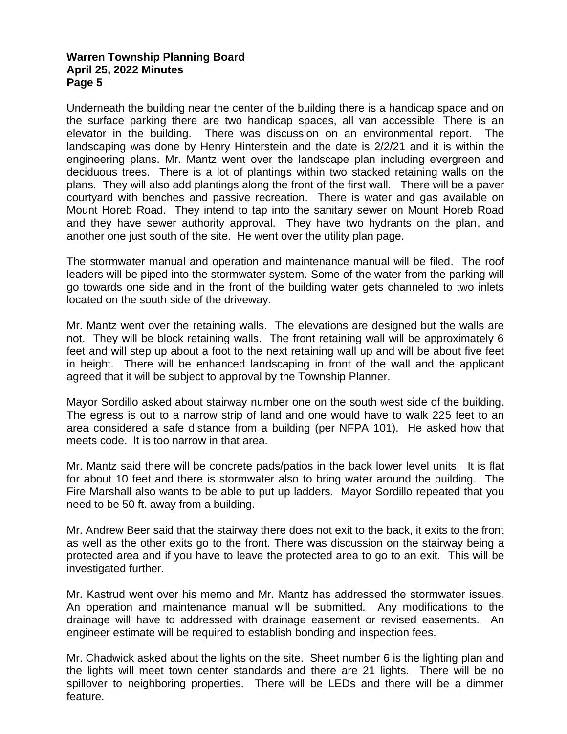Underneath the building near the center of the building there is a handicap space and on the surface parking there are two handicap spaces, all van accessible. There is an elevator in the building. There was discussion on an environmental report. The landscaping was done by Henry Hinterstein and the date is 2/2/21 and it is within the engineering plans. Mr. Mantz went over the landscape plan including evergreen and deciduous trees. There is a lot of plantings within two stacked retaining walls on the plans. They will also add plantings along the front of the first wall. There will be a paver courtyard with benches and passive recreation. There is water and gas available on Mount Horeb Road. They intend to tap into the sanitary sewer on Mount Horeb Road and they have sewer authority approval. They have two hydrants on the plan, and another one just south of the site. He went over the utility plan page.

The stormwater manual and operation and maintenance manual will be filed. The roof leaders will be piped into the stormwater system. Some of the water from the parking will go towards one side and in the front of the building water gets channeled to two inlets located on the south side of the driveway.

Mr. Mantz went over the retaining walls. The elevations are designed but the walls are not. They will be block retaining walls. The front retaining wall will be approximately 6 feet and will step up about a foot to the next retaining wall up and will be about five feet in height. There will be enhanced landscaping in front of the wall and the applicant agreed that it will be subject to approval by the Township Planner.

Mayor Sordillo asked about stairway number one on the south west side of the building. The egress is out to a narrow strip of land and one would have to walk 225 feet to an area considered a safe distance from a building (per NFPA 101). He asked how that meets code. It is too narrow in that area.

Mr. Mantz said there will be concrete pads/patios in the back lower level units. It is flat for about 10 feet and there is stormwater also to bring water around the building. The Fire Marshall also wants to be able to put up ladders. Mayor Sordillo repeated that you need to be 50 ft. away from a building.

Mr. Andrew Beer said that the stairway there does not exit to the back, it exits to the front as well as the other exits go to the front. There was discussion on the stairway being a protected area and if you have to leave the protected area to go to an exit. This will be investigated further.

Mr. Kastrud went over his memo and Mr. Mantz has addressed the stormwater issues. An operation and maintenance manual will be submitted. Any modifications to the drainage will have to addressed with drainage easement or revised easements. An engineer estimate will be required to establish bonding and inspection fees.

Mr. Chadwick asked about the lights on the site. Sheet number 6 is the lighting plan and the lights will meet town center standards and there are 21 lights. There will be no spillover to neighboring properties. There will be LEDs and there will be a dimmer feature.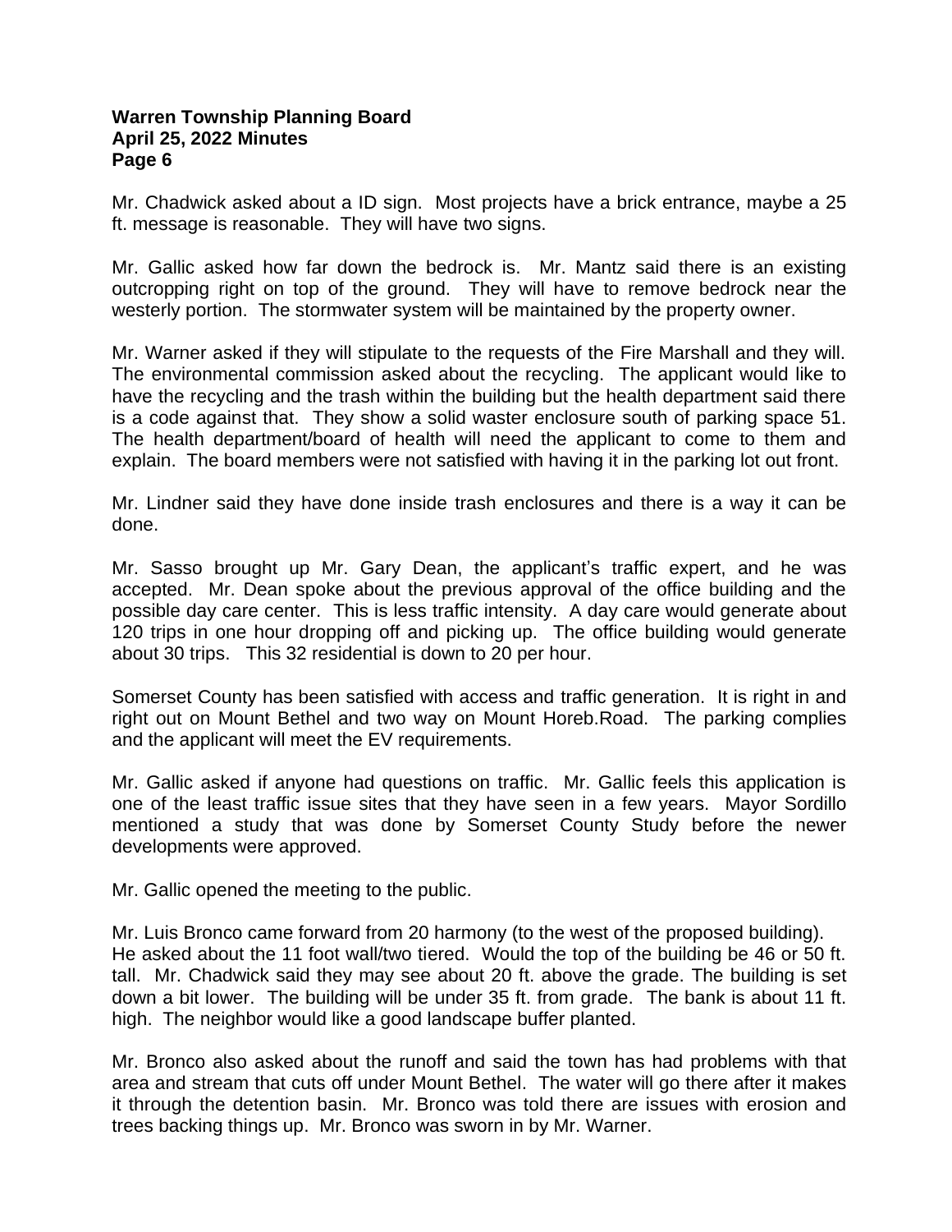Mr. Chadwick asked about a ID sign. Most projects have a brick entrance, maybe a 25 ft. message is reasonable. They will have two signs.

Mr. Gallic asked how far down the bedrock is. Mr. Mantz said there is an existing outcropping right on top of the ground. They will have to remove bedrock near the westerly portion. The stormwater system will be maintained by the property owner.

Mr. Warner asked if they will stipulate to the requests of the Fire Marshall and they will. The environmental commission asked about the recycling. The applicant would like to have the recycling and the trash within the building but the health department said there is a code against that. They show a solid waster enclosure south of parking space 51. The health department/board of health will need the applicant to come to them and explain. The board members were not satisfied with having it in the parking lot out front.

Mr. Lindner said they have done inside trash enclosures and there is a way it can be done.

Mr. Sasso brought up Mr. Gary Dean, the applicant's traffic expert, and he was accepted. Mr. Dean spoke about the previous approval of the office building and the possible day care center. This is less traffic intensity. A day care would generate about 120 trips in one hour dropping off and picking up. The office building would generate about 30 trips. This 32 residential is down to 20 per hour.

Somerset County has been satisfied with access and traffic generation. It is right in and right out on Mount Bethel and two way on Mount Horeb.Road. The parking complies and the applicant will meet the EV requirements.

Mr. Gallic asked if anyone had questions on traffic. Mr. Gallic feels this application is one of the least traffic issue sites that they have seen in a few years. Mayor Sordillo mentioned a study that was done by Somerset County Study before the newer developments were approved.

Mr. Gallic opened the meeting to the public.

Mr. Luis Bronco came forward from 20 harmony (to the west of the proposed building). He asked about the 11 foot wall/two tiered. Would the top of the building be 46 or 50 ft. tall. Mr. Chadwick said they may see about 20 ft. above the grade. The building is set down a bit lower. The building will be under 35 ft. from grade. The bank is about 11 ft. high. The neighbor would like a good landscape buffer planted.

Mr. Bronco also asked about the runoff and said the town has had problems with that area and stream that cuts off under Mount Bethel. The water will go there after it makes it through the detention basin. Mr. Bronco was told there are issues with erosion and trees backing things up. Mr. Bronco was sworn in by Mr. Warner.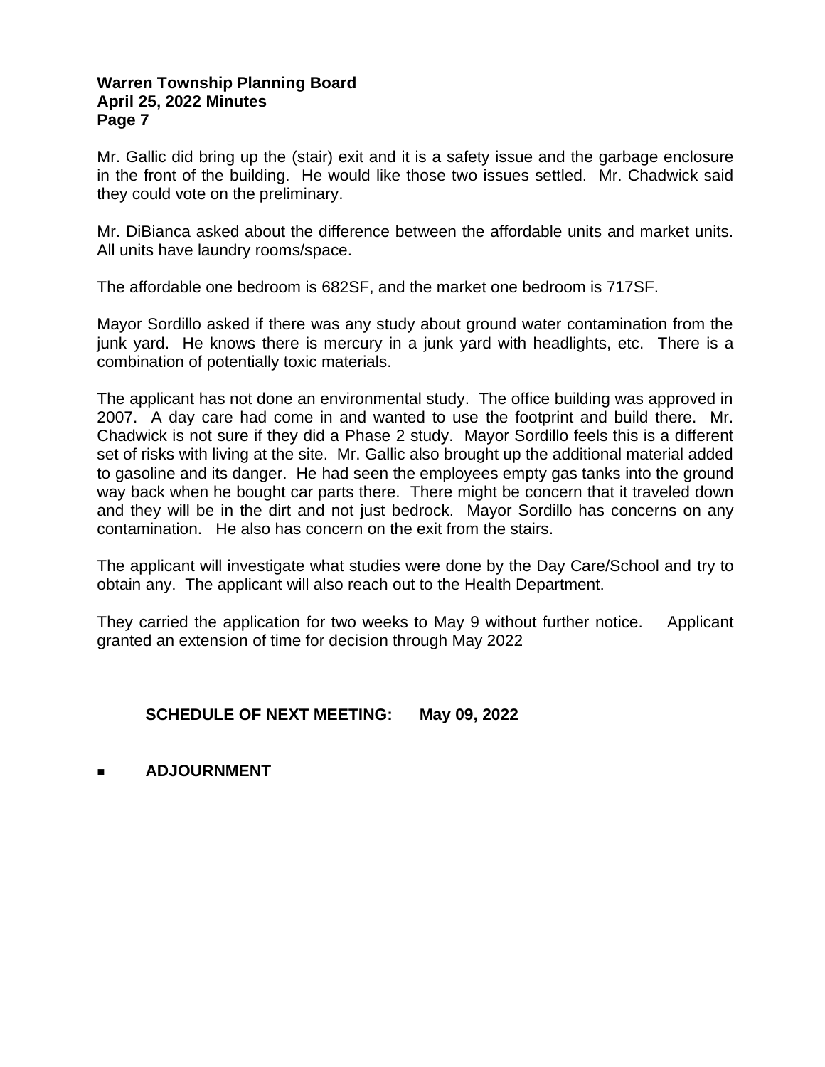Mr. Gallic did bring up the (stair) exit and it is a safety issue and the garbage enclosure in the front of the building. He would like those two issues settled. Mr. Chadwick said they could vote on the preliminary.

Mr. DiBianca asked about the difference between the affordable units and market units. All units have laundry rooms/space.

The affordable one bedroom is 682SF, and the market one bedroom is 717SF.

Mayor Sordillo asked if there was any study about ground water contamination from the junk yard. He knows there is mercury in a junk yard with headlights, etc. There is a combination of potentially toxic materials.

The applicant has not done an environmental study. The office building was approved in 2007. A day care had come in and wanted to use the footprint and build there. Mr. Chadwick is not sure if they did a Phase 2 study. Mayor Sordillo feels this is a different set of risks with living at the site. Mr. Gallic also brought up the additional material added to gasoline and its danger. He had seen the employees empty gas tanks into the ground way back when he bought car parts there. There might be concern that it traveled down and they will be in the dirt and not just bedrock. Mayor Sordillo has concerns on any contamination. He also has concern on the exit from the stairs.

The applicant will investigate what studies were done by the Day Care/School and try to obtain any. The applicant will also reach out to the Health Department.

They carried the application for two weeks to May 9 without further notice. Applicant granted an extension of time for decision through May 2022

**SCHEDULE OF NEXT MEETING: May 09, 2022**

- **ADJOURNMENT**